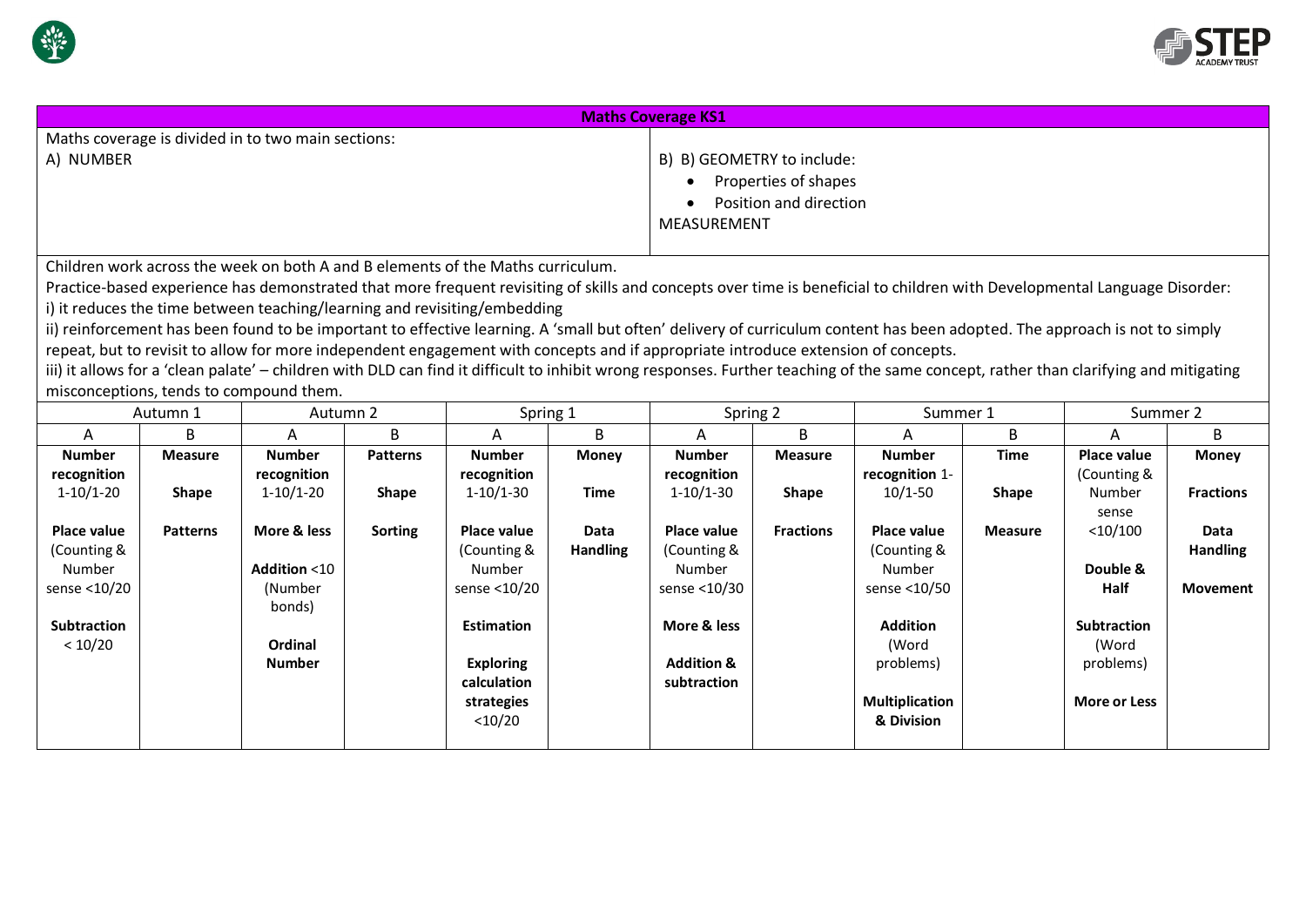## Maths Coverage KS1

Maths coverage is divided in to two main sections:

A) NUMBER

B) B) GEOMETRY to include:

- Properties of shapes
- Position and direction

MEASUREMENT

Children work across the week on both A and B elements of the Maths curriculum.

Practice-based experience has demonstrated that more frequent revisiting of skills and concepts over time is beneficial to children with Developmental Language Disorder:

i) it reduces the time between teaching/learning and revisiting/embedding

ii) reinforcement has been found to be important to effective learning. A 'small but often' delivery of curriculum content has been adopted. The approach is not to simply repeat, but to revisit to allow for more independent engagement with concepts and if appropriate introduce extension of concepts.

iii) it allows for a 'clean palate' – children with DLD can find it difficult to inhibit wrong responses. Further teaching of the same concept, rather than clarifying and mitigating misconceptions, tends to compound them.

| Autumn 1 | | Autumn 2 | | Spring 1 | | Spring 2 | | Summer 1 | | Summer 2 | |
|---|---|---|---|---|---|---|---|---|---|---|---|
| A | B | A | B | A | B | A | B | A | B | A | B |
| **Number recognition** 1-10/1-20<br><br>**Place value** (Counting & Number sense <10/20<br><br>**Subtraction** < 10/20 | **Measure**<br><br>**Shape**<br><br>**Patterns** | **Number recognition** 1-10/1-20<br><br>**More & less**<br><br>**Addition** <10 (Number bonds)<br><br>**Ordinal Number** | **Patterns**<br><br>**Shape**<br><br>**Sorting** | **Number recognition** 1-10/1-30<br><br>**Place value** (Counting & Number sense <10/20<br><br>**Estimation**<br><br>**Exploring calculation strategies** <10/20 | **Money**<br><br>**Time**<br><br>**Data Handling** | **Number recognition** 1-10/1-30<br><br>**Place value** (Counting & Number sense <10/30<br><br>**More & less**<br><br>**Addition & subtraction** | **Measure**<br><br>**Shape**<br><br>**Fractions** | **Number recognition** 1-10/1-50<br><br>**Place value** (Counting & Number sense <10/50<br><br>**Addition** (Word problems)<br><br>**Multiplication & Division** | **Time**<br><br>**Shape**<br><br>**Measure** | **Place value** (Counting & Number sense <10/100<br><br>**Double & Half**<br><br>**Subtraction** (Word problems)<br><br>**More or Less** | **Money**<br><br>**Fractions**<br><br>**Data Handling**<br><br>**Movement** |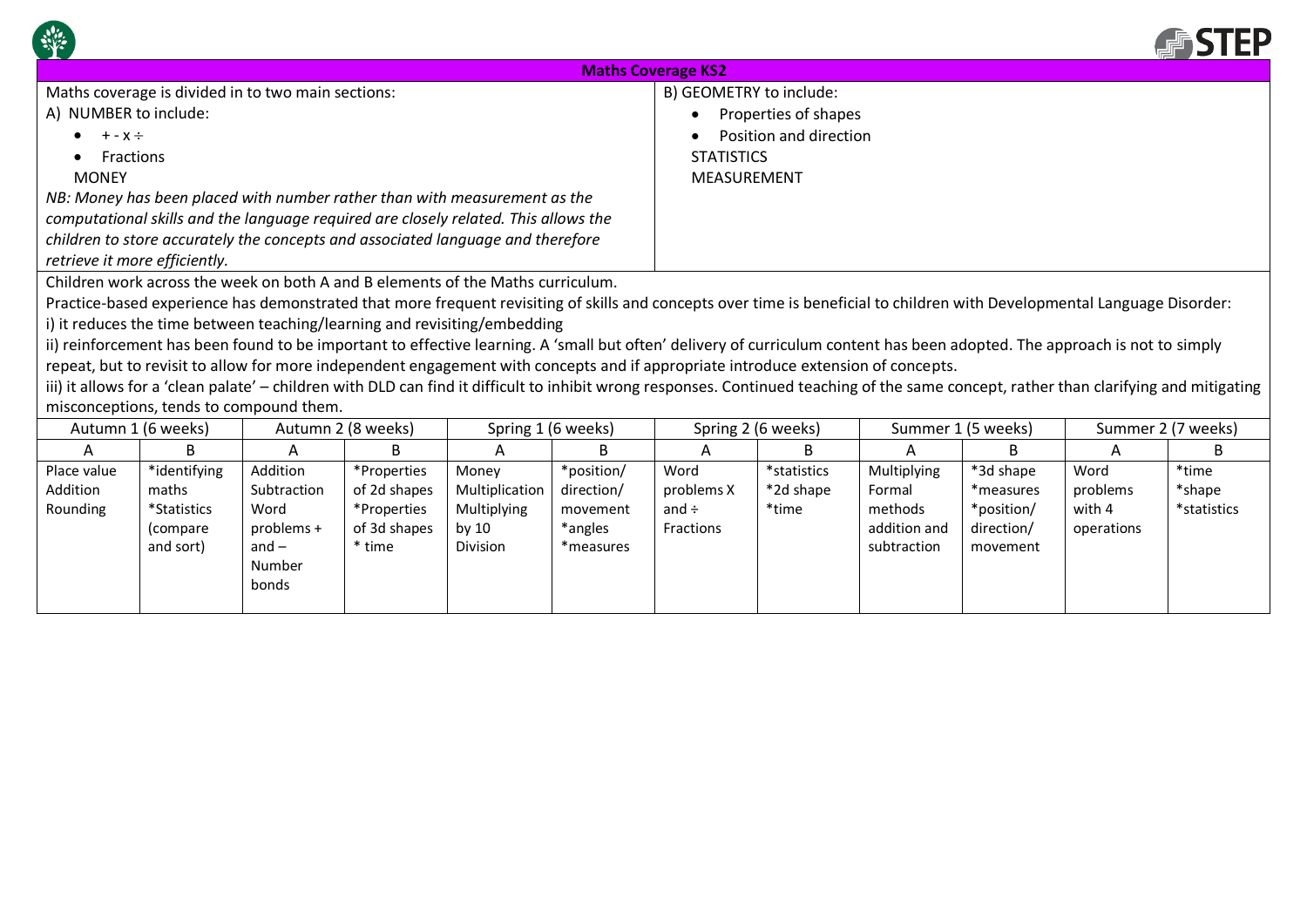## Maths Coverage KS2

Maths coverage is divided in to two main sections:

A) NUMBER to include:

- + - x ÷
- Fractions

MONEY

*NB: Money has been placed with number rather than with measurement as the computational skills and the language required are closely related. This allows the children to store accurately the concepts and associated language and therefore retrieve it more efficiently.*

B) GEOMETRY to include:

- Properties of shapes
- Position and direction

STATISTICS

MEASUREMENT

Children work across the week on both A and B elements of the Maths curriculum.

Practice-based experience has demonstrated that more frequent revisiting of skills and concepts over time is beneficial to children with Developmental Language Disorder:

i) it reduces the time between teaching/learning and revisiting/embedding

ii) reinforcement has been found to be important to effective learning. A 'small but often' delivery of curriculum content has been adopted. The approach is not to simply repeat, but to revisit to allow for more independent engagement with concepts and if appropriate introduce extension of concepts.

iii) it allows for a 'clean palate' – children with DLD can find it difficult to inhibit wrong responses. Continued teaching of the same concept, rather than clarifying and mitigating misconceptions, tends to compound them.

| Autumn 1 (6 weeks) | | Autumn 2 (8 weeks) | | Spring 1 (6 weeks) | | Spring 2 (6 weeks) | | Summer 1 (5 weeks) | | Summer 2 (7 weeks) | |
|---|---|---|---|---|---|---|---|---|---|---|---|
| A | B | A | B | A | B | A | B | A | B | A | B |
| Place value<br>Addition<br>Rounding | *identifying maths<br>*Statistics (compare and sort) | Addition<br>Subtraction<br>Word problems + and –<br>Number bonds | *Properties of 2d shapes<br>*Properties of 3d shapes<br>* time | Money<br>Multiplication<br>Multiplying by 10<br>Division | *position/ direction/ movement<br>*angles<br>*measures | Word problems X and ÷<br>Fractions | *statistics<br>*2d shape<br>*time | Multiplying<br>Formal methods addition and subtraction | *3d shape<br>*measures<br>*position/ direction/ movement | Word problems with 4 operations | *time<br>*shape<br>*statistics |